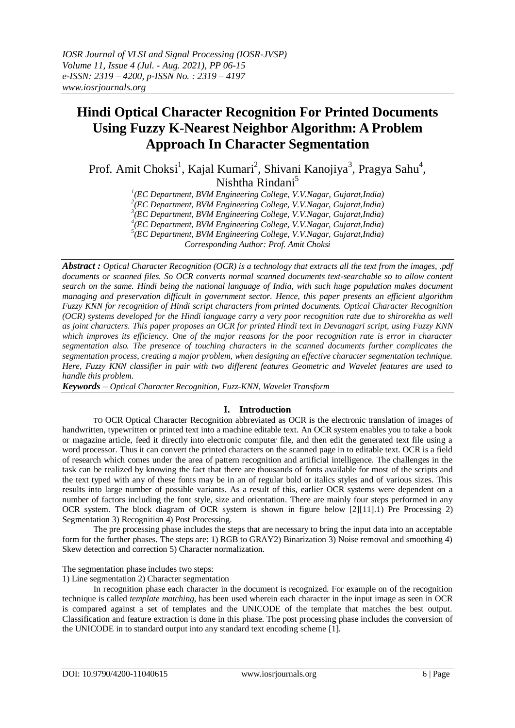# Hindi Optical Character Recognition For Printed Documents Using Fuzzy K-Nearest Neighbor Algorithm: A Problem Approach In Character Segmentation

Prof. Amit Choksi[1], Kajal Kumari[2], Shivani Kanojiya[3], Pragya Sahu[4], Nishtha Rindani[5]

[1](EC Department, BVM Engineering College, V.V.Nagar, Gujarat,India)
[2](EC Department, BVM Engineering College, V.V.Nagar, Gujarat,India)
[3](EC Department, BVM Engineering College, V.V.Nagar, Gujarat,India)
[4](EC Department, BVM Engineering College, V.V.Nagar, Gujarat,India)
[5](EC Department, BVM Engineering College, V.V.Nagar, Gujarat,India)
*Corresponding Author: Prof. Amit Choksi*

***Abstract :*** *Optical Character Recognition (OCR) is a technology that extracts all the text from the images, .pdf documents or scanned files. So OCR converts normal scanned documents text-searchable so to allow content search on the same. Hindi being the national language of India, with such huge population makes document managing and preservation difficult in government sector. Hence, this paper presents an efficient algorithm Fuzzy KNN for recognition of Hindi script characters from printed documents. Optical Character Recognition (OCR) systems developed for the Hindi language carry a very poor recognition rate due to shirorekha as well as joint characters. This paper proposes an OCR for printed Hindi text in Devanagari script, using Fuzzy KNN which improves its efficiency. One of the major reasons for the poor recognition rate is error in character segmentation also. The presence of touching characters in the scanned documents further complicates the segmentation process, creating a major problem, when designing an effective character segmentation technique. Here, Fuzzy KNN classifier in pair with two different features Geometric and Wavelet features are used to handle this problem.*

***Keywords –*** *Optical Character Recognition, Fuzz-KNN, Wavelet Transform*

## I. Introduction

TO OCR Optical Character Recognition abbreviated as OCR is the electronic translation of images of handwritten, typewritten or printed text into a machine editable text. An OCR system enables you to take a book or magazine article, feed it directly into electronic computer file, and then edit the generated text file using a word processor. Thus it can convert the printed characters on the scanned page in to editable text. OCR is a field of research which comes under the area of pattern recognition and artificial intelligence. The challenges in the task can be realized by knowing the fact that there are thousands of fonts available for most of the scripts and the text typed with any of these fonts may be in an of regular bold or italics styles and of various sizes. This results into large number of possible variants. As a result of this, earlier OCR systems were dependent on a number of factors including the font style, size and orientation. There are mainly four steps performed in any OCR system. The block diagram of OCR system is shown in figure below [2][11].1) Pre Processing 2) Segmentation 3) Recognition 4) Post Processing.

The pre processing phase includes the steps that are necessary to bring the input data into an acceptable form for the further phases. The steps are: 1) RGB to GRAY2) Binarization 3) Noise removal and smoothing 4) Skew detection and correction 5) Character normalization.

The segmentation phase includes two steps:
1) Line segmentation 2) Character segmentation

In recognition phase each character in the document is recognized. For example on of the recognition technique is called *template matching*, has been used wherein each character in the input image as seen in OCR is compared against a set of templates and the UNICODE of the template that matches the best output. Classification and feature extraction is done in this phase. The post processing phase includes the conversion of the UNICODE in to standard output into any standard text encoding scheme [1].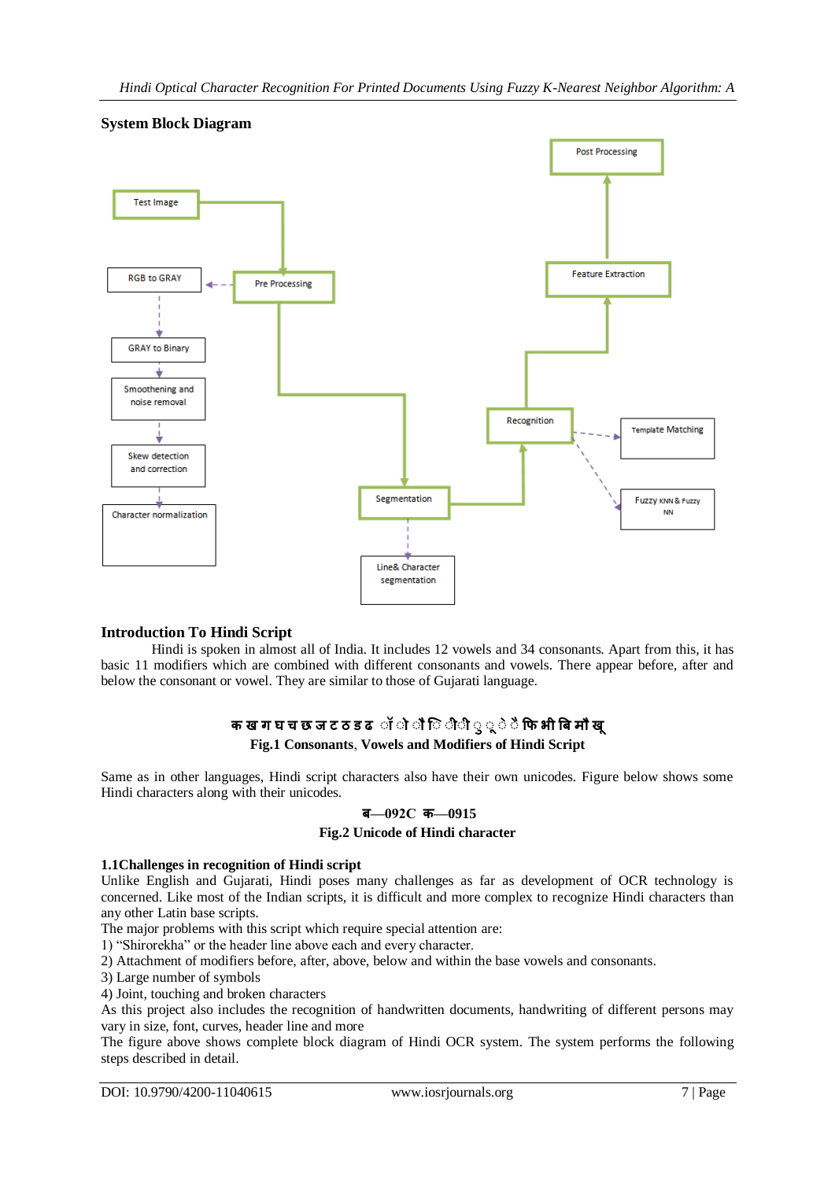## System Block Diagram

## Introduction To Hindi Script

Hindi is spoken in almost all of India. It includes 12 vowels and 34 consonants. Apart from this, it has basic 11 modifiers which are combined with different consonants and vowels. There appear before, after and below the consonant or vowel. They are similar to those of Gujarati language.

**क ख ग घ च छ ज ट ठ ड ढ ॉ ो ौ ि ी ी ु ू े ै फि भी बि मौ खू**

**Fig.1 Consonants, Vowels and Modifiers of Hindi Script**

Same as in other languages, Hindi script characters also have their own unicodes. Figure below shows some Hindi characters along with their unicodes.

**ब—092C क—0915**

**Fig.2 Unicode of Hindi character**

### 1.1Challenges in recognition of Hindi script

Unlike English and Gujarati, Hindi poses many challenges as far as development of OCR technology is concerned. Like most of the Indian scripts, it is difficult and more complex to recognize Hindi characters than any other Latin base scripts.

The major problems with this script which require special attention are:

1) "Shirorekha" or the header line above each and every character.
2) Attachment of modifiers before, after, above, below and within the base vowels and consonants.
3) Large number of symbols
4) Joint, touching and broken characters

As this project also includes the recognition of handwritten documents, handwriting of different persons may vary in size, font, curves, header line and more

The figure above shows complete block diagram of Hindi OCR system. The system performs the following steps described in detail.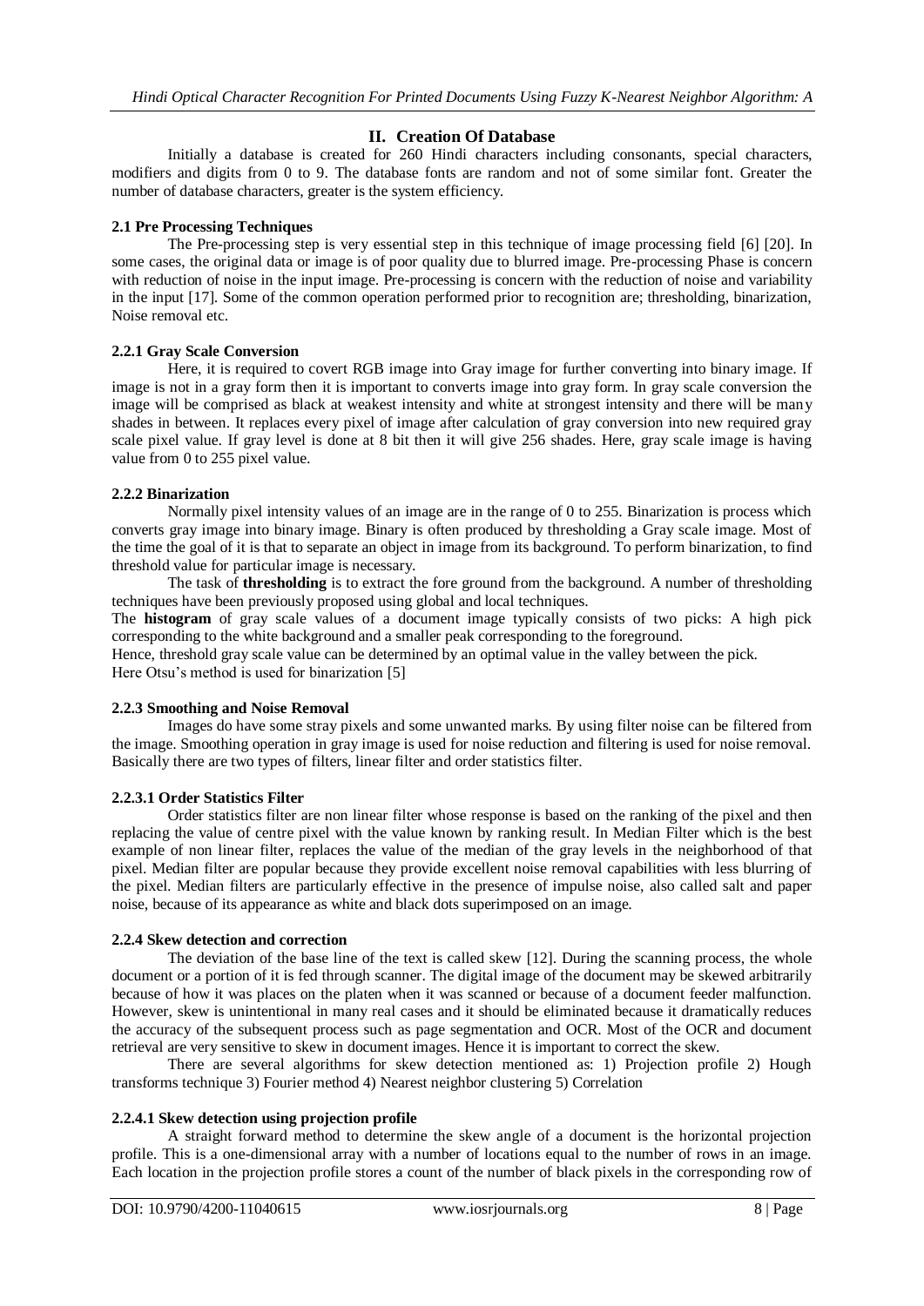## II. Creation Of Database

Initially a database is created for 260 Hindi characters including consonants, special characters, modifiers and digits from 0 to 9. The database fonts are random and not of some similar font. Greater the number of database characters, greater is the system efficiency.

### 2.1 Pre Processing Techniques

The Pre-processing step is very essential step in this technique of image processing field [6] [20]. In some cases, the original data or image is of poor quality due to blurred image. Pre-processing Phase is concern with reduction of noise in the input image. Pre-processing is concern with the reduction of noise and variability in the input [17]. Some of the common operation performed prior to recognition are; thresholding, binarization, Noise removal etc.

#### 2.2.1 Gray Scale Conversion

Here, it is required to covert RGB image into Gray image for further converting into binary image. If image is not in a gray form then it is important to converts image into gray form. In gray scale conversion the image will be comprised as black at weakest intensity and white at strongest intensity and there will be many shades in between. It replaces every pixel of image after calculation of gray conversion into new required gray scale pixel value. If gray level is done at 8 bit then it will give 256 shades. Here, gray scale image is having value from 0 to 255 pixel value.

#### 2.2.2 Binarization

Normally pixel intensity values of an image are in the range of 0 to 255. Binarization is process which converts gray image into binary image. Binary is often produced by thresholding a Gray scale image. Most of the time the goal of it is that to separate an object in image from its background. To perform binarization, to find threshold value for particular image is necessary.

The task of **thresholding** is to extract the fore ground from the background. A number of thresholding techniques have been previously proposed using global and local techniques.

The **histogram** of gray scale values of a document image typically consists of two picks: A high pick corresponding to the white background and a smaller peak corresponding to the foreground.

Hence, threshold gray scale value can be determined by an optimal value in the valley between the pick.

Here Otsu's method is used for binarization [5]

#### 2.2.3 Smoothing and Noise Removal

Images do have some stray pixels and some unwanted marks. By using filter noise can be filtered from the image. Smoothing operation in gray image is used for noise reduction and filtering is used for noise removal. Basically there are two types of filters, linear filter and order statistics filter.

##### 2.2.3.1 Order Statistics Filter

Order statistics filter are non linear filter whose response is based on the ranking of the pixel and then replacing the value of centre pixel with the value known by ranking result. In Median Filter which is the best example of non linear filter, replaces the value of the median of the gray levels in the neighborhood of that pixel. Median filter are popular because they provide excellent noise removal capabilities with less blurring of the pixel. Median filters are particularly effective in the presence of impulse noise, also called salt and paper noise, because of its appearance as white and black dots superimposed on an image.

#### 2.2.4 Skew detection and correction

The deviation of the base line of the text is called skew [12]. During the scanning process, the whole document or a portion of it is fed through scanner. The digital image of the document may be skewed arbitrarily because of how it was places on the platen when it was scanned or because of a document feeder malfunction. However, skew is unintentional in many real cases and it should be eliminated because it dramatically reduces the accuracy of the subsequent process such as page segmentation and OCR. Most of the OCR and document retrieval are very sensitive to skew in document images. Hence it is important to correct the skew.

There are several algorithms for skew detection mentioned as: 1) Projection profile 2) Hough transforms technique 3) Fourier method 4) Nearest neighbor clustering 5) Correlation

##### 2.2.4.1 Skew detection using projection profile

A straight forward method to determine the skew angle of a document is the horizontal projection profile. This is a one-dimensional array with a number of locations equal to the number of rows in an image. Each location in the projection profile stores a count of the number of black pixels in the corresponding row of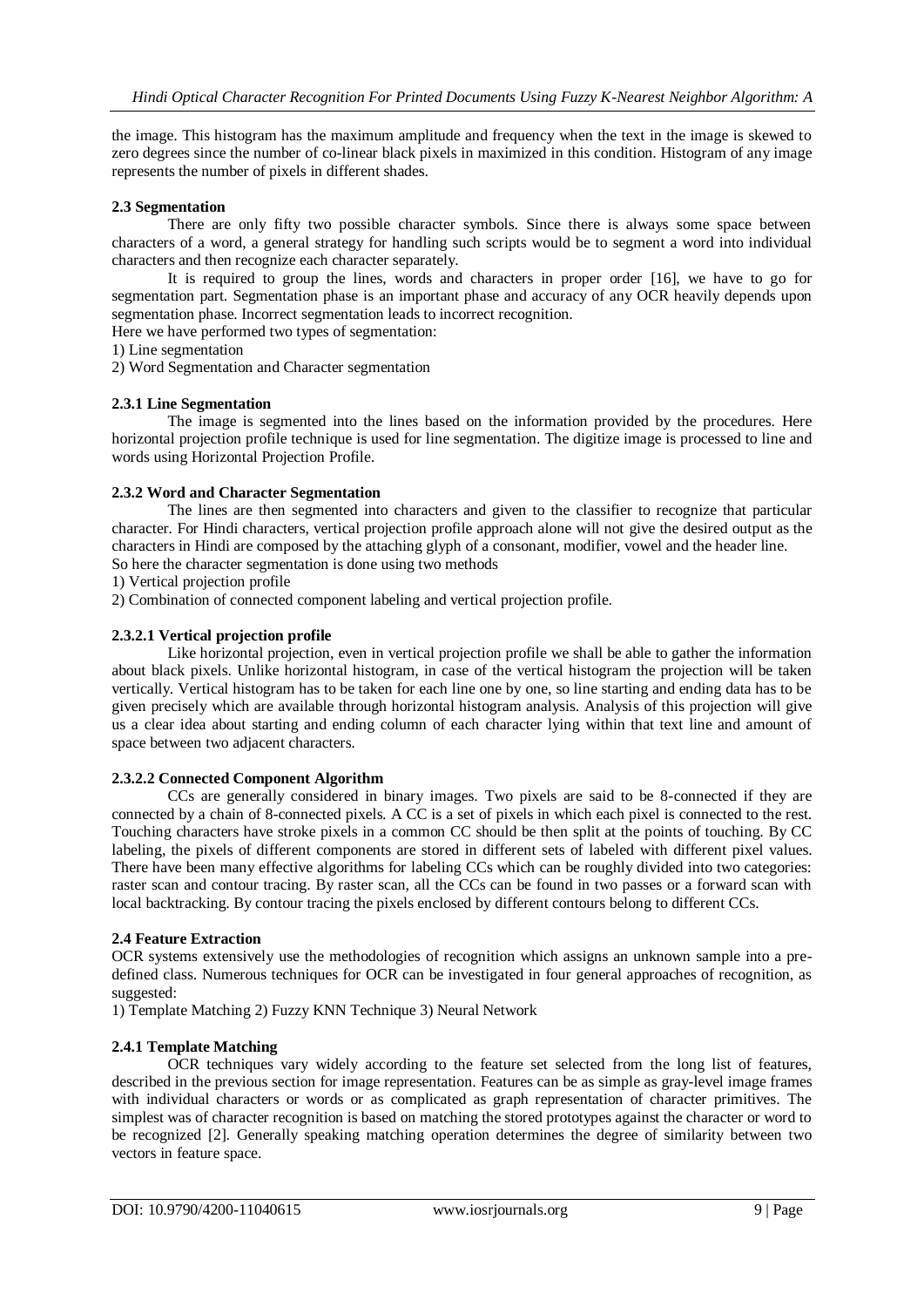the image. This histogram has the maximum amplitude and frequency when the text in the image is skewed to zero degrees since the number of co-linear black pixels in maximized in this condition. Histogram of any image represents the number of pixels in different shades.

### 2.3 Segmentation

There are only fifty two possible character symbols. Since there is always some space between characters of a word, a general strategy for handling such scripts would be to segment a word into individual characters and then recognize each character separately.

It is required to group the lines, words and characters in proper order [16], we have to go for segmentation part. Segmentation phase is an important phase and accuracy of any OCR heavily depends upon segmentation phase. Incorrect segmentation leads to incorrect recognition.

Here we have performed two types of segmentation:

1) Line segmentation

2) Word Segmentation and Character segmentation

#### 2.3.1 Line Segmentation

The image is segmented into the lines based on the information provided by the procedures. Here horizontal projection profile technique is used for line segmentation. The digitize image is processed to line and words using Horizontal Projection Profile.

#### 2.3.2 Word and Character Segmentation

The lines are then segmented into characters and given to the classifier to recognize that particular character. For Hindi characters, vertical projection profile approach alone will not give the desired output as the characters in Hindi are composed by the attaching glyph of a consonant, modifier, vowel and the header line.

So here the character segmentation is done using two methods

1) Vertical projection profile

2) Combination of connected component labeling and vertical projection profile.

##### 2.3.2.1 Vertical projection profile

Like horizontal projection, even in vertical projection profile we shall be able to gather the information about black pixels. Unlike horizontal histogram, in case of the vertical histogram the projection will be taken vertically. Vertical histogram has to be taken for each line one by one, so line starting and ending data has to be given precisely which are available through horizontal histogram analysis. Analysis of this projection will give us a clear idea about starting and ending column of each character lying within that text line and amount of space between two adjacent characters.

##### 2.3.2.2 Connected Component Algorithm

CCs are generally considered in binary images. Two pixels are said to be 8-connected if they are connected by a chain of 8-connected pixels. A CC is a set of pixels in which each pixel is connected to the rest. Touching characters have stroke pixels in a common CC should be then split at the points of touching. By CC labeling, the pixels of different components are stored in different sets of labeled with different pixel values. There have been many effective algorithms for labeling CCs which can be roughly divided into two categories: raster scan and contour tracing. By raster scan, all the CCs can be found in two passes or a forward scan with local backtracking. By contour tracing the pixels enclosed by different contours belong to different CCs.

### 2.4 Feature Extraction

OCR systems extensively use the methodologies of recognition which assigns an unknown sample into a pre-defined class. Numerous techniques for OCR can be investigated in four general approaches of recognition, as suggested:

1) Template Matching 2) Fuzzy KNN Technique 3) Neural Network

#### 2.4.1 Template Matching

OCR techniques vary widely according to the feature set selected from the long list of features, described in the previous section for image representation. Features can be as simple as gray-level image frames with individual characters or words or as complicated as graph representation of character primitives. The simplest was of character recognition is based on matching the stored prototypes against the character or word to be recognized [2]. Generally speaking matching operation determines the degree of similarity between two vectors in feature space.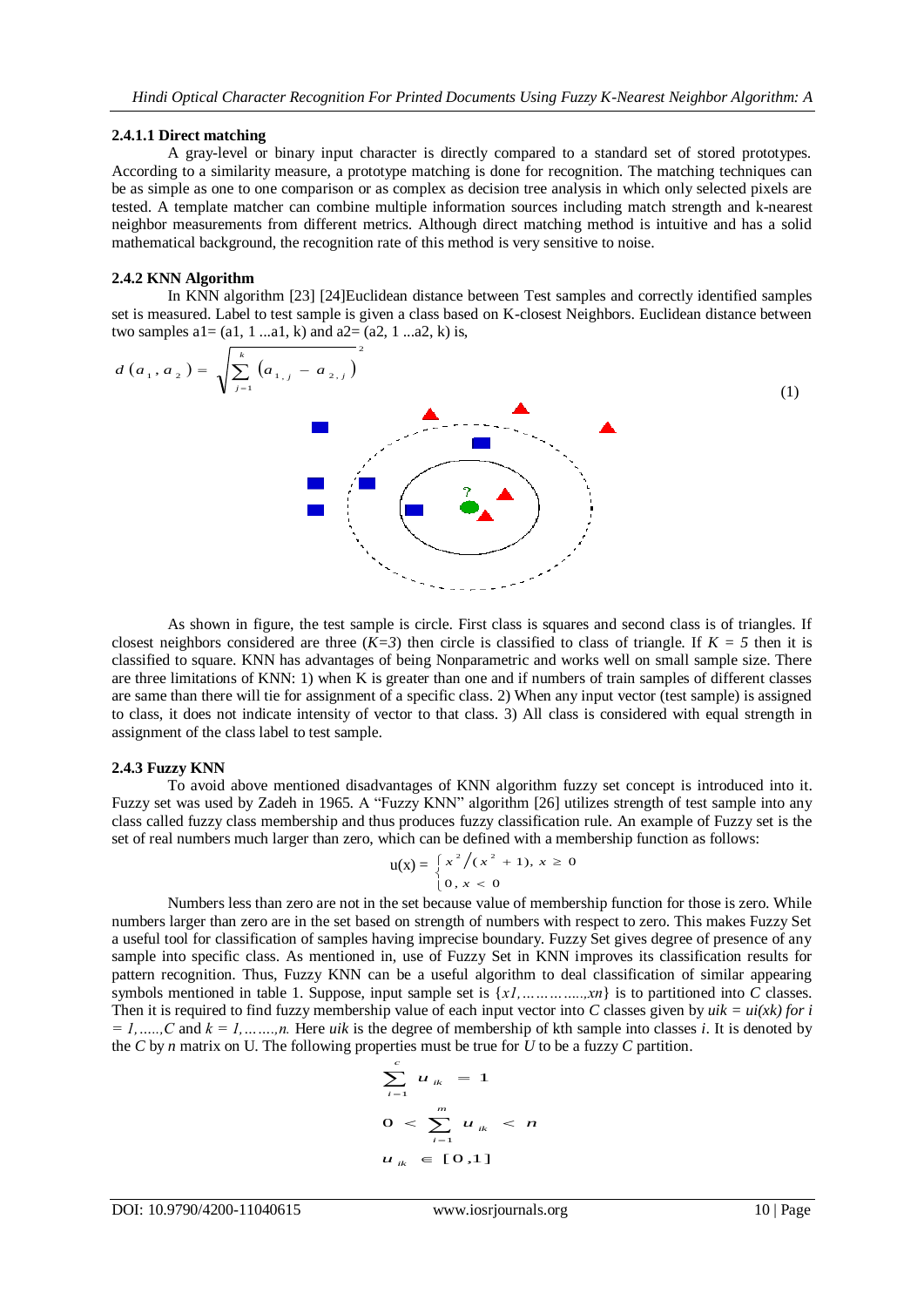#### 2.4.1.1 Direct matching

A gray-level or binary input character is directly compared to a standard set of stored prototypes. According to a similarity measure, a prototype matching is done for recognition. The matching techniques can be as simple as one to one comparison or as complex as decision tree analysis in which only selected pixels are tested. A template matcher can combine multiple information sources including match strength and k-nearest neighbor measurements from different metrics. Although direct matching method is intuitive and has a solid mathematical background, the recognition rate of this method is very sensitive to noise.

### 2.4.2 KNN Algorithm

In KNN algorithm [23] [24]Euclidean distance between Test samples and correctly identified samples set is measured. Label to test sample is given a class based on K-closest Neighbors. Euclidean distance between two samples a1= (a1, 1 ...a1, k) and a2= (a2, 1 ...a2, k) is,

$$d(a_1, a_2) = \sqrt{\sum_{j=1}^{k} (a_{1,j} - a_{2,j})^2} \quad (1)$$

As shown in figure, the test sample is circle. First class is squares and second class is of triangles. If closest neighbors considered are three ($K=3$) then circle is classified to class of triangle. If $K = 5$ then it is classified to square. KNN has advantages of being Nonparametric and works well on small sample size. There are three limitations of KNN: 1) when K is greater than one and if numbers of train samples of different classes are same than there will tie for assignment of a specific class. 2) When any input vector (test sample) is assigned to class, it does not indicate intensity of vector to that class. 3) All class is considered with equal strength in assignment of the class label to test sample.

### 2.4.3 Fuzzy KNN

To avoid above mentioned disadvantages of KNN algorithm fuzzy set concept is introduced into it. Fuzzy set was used by Zadeh in 1965. A "Fuzzy KNN" algorithm [26] utilizes strength of test sample into any class called fuzzy class membership and thus produces fuzzy classification rule. An example of Fuzzy set is the set of real numbers much larger than zero, which can be defined with a membership function as follows:

$$u(x) = \begin{cases} x^2/(x^2+1), & x \geq 0 \\ 0, & x < 0 \end{cases}$$

Numbers less than zero are not in the set because value of membership function for those is zero. While numbers larger than zero are in the set based on strength of numbers with respect to zero. This makes Fuzzy Set a useful tool for classification of samples having imprecise boundary. Fuzzy Set gives degree of presence of any sample into specific class. As mentioned in, use of Fuzzy Set in KNN improves its classification results for pattern recognition. Thus, Fuzzy KNN can be a useful algorithm to deal classification of similar appearing symbols mentioned in table 1. Suppose, input sample set is $\{x1, \ldots\ldots\ldots, xn\}$ is to partitioned into $C$ classes. Then it is required to find fuzzy membership value of each input vector into $C$ classes given by $uik = ui(xk)$ *for* $i = 1, \ldots\ldots, C$ and $k = 1, \ldots\ldots\ldots, n$. Here $uik$ is the degree of membership of kth sample into classes $i$. It is denoted by the $C$ by $n$ matrix on U. The following properties must be true for $U$ to be a fuzzy $C$ partition.

$$\sum_{i=1}^{c} u_{ik} = 1$$

$$0 < \sum_{i=1}^{m} u_{ik} < n$$

$$u_{ik} \in [0,1]$$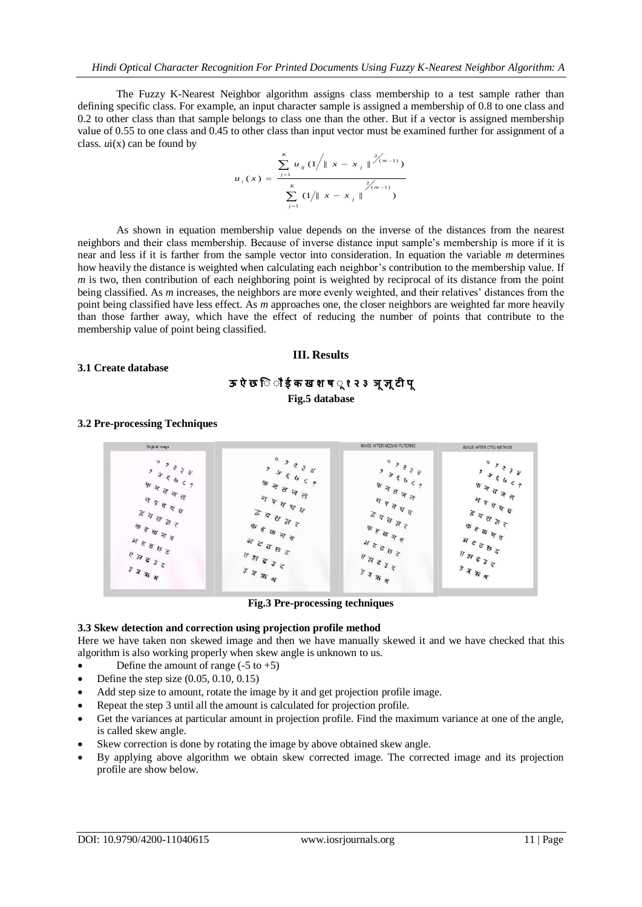The Fuzzy K-Nearest Neighbor algorithm assigns class membership to a test sample rather than defining specific class. For example, an input character sample is assigned a membership of 0.8 to one class and 0.2 to other class than that sample belongs to class one than the other. But if a vector is assigned membership value of 0.55 to one class and 0.45 to other class than input vector must be examined further for assignment of a class. $u_i(x)$ can be found by

$$u_i(x) = \frac{\sum_{j=1}^{K} u_{ij} \left(1 / \| x - x_j \|^{2/(m-1)}\right)}{\sum_{j=1}^{K} \left(1 / \| x - x_j \|^{2/(m-1)}\right)}$$

As shown in equation membership value depends on the inverse of the distances from the nearest neighbors and their class membership. Because of inverse distance input sample's membership is more if it is near and less if it is farther from the sample vector into consideration. In equation the variable *m* determines how heavily the distance is weighted when calculating each neighbor's contribution to the membership value. If *m* is two, then contribution of each neighboring point is weighted by reciprocal of its distance from the point being classified. As *m* increases, the neighbors are more evenly weighted, and their relatives' distances from the point being classified have less effect. As *m* approaches one, the closer neighbors are weighted far more heavily than those farther away, which have the effect of reducing the number of points that contribute to the membership value of point being classified.

## III. Results

### 3.1 Create database

ऊ ऐ छ ि ौ ई क ख श ष ् १ २ ३ ञ ज़ ट ी पू

**Fig.5 database**

### 3.2 Pre-processing Techniques

**Fig.3 Pre-processing techniques**

### 3.3 Skew detection and correction using projection profile method

Here we have taken non skewed image and then we have manually skewed it and we have checked that this algorithm is also working properly when skew angle is unknown to us.

- Define the amount of range (-5 to +5)
- Define the step size (0.05, 0.10, 0.15)
- Add step size to amount, rotate the image by it and get projection profile image.
- Repeat the step 3 until all the amount is calculated for projection profile.
- Get the variances at particular amount in projection profile. Find the maximum variance at one of the angle, is called skew angle.
- Skew correction is done by rotating the image by above obtained skew angle.
- By applying above algorithm we obtain skew corrected image. The corrected image and its projection profile are show below.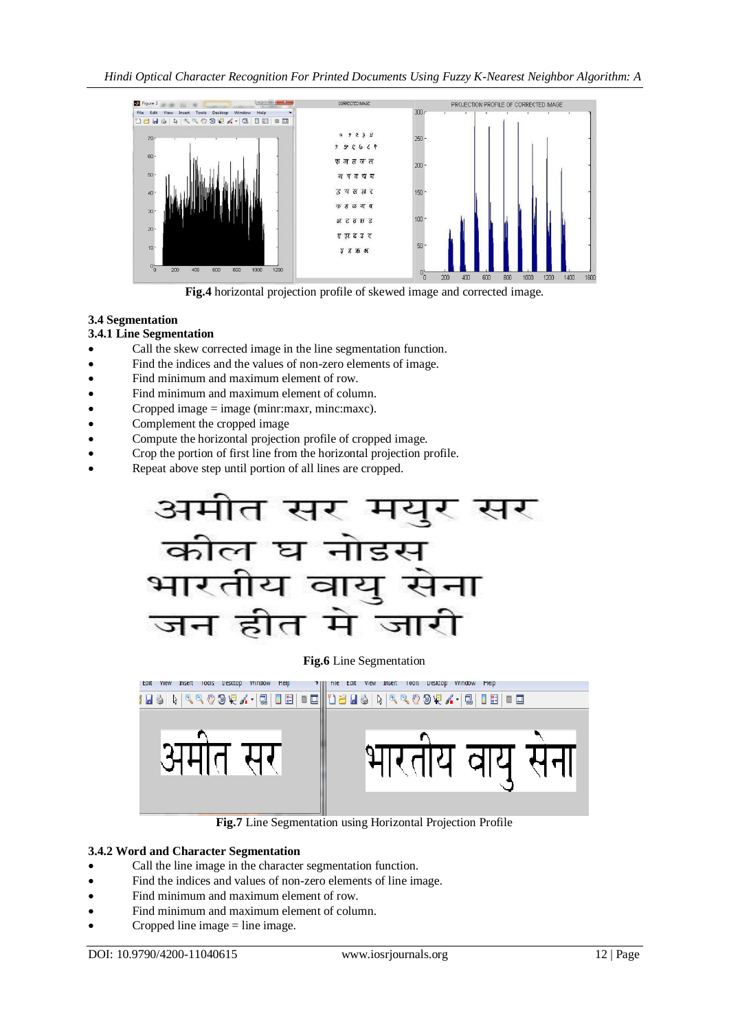**Fig.4** horizontal projection profile of skewed image and corrected image.

### 3.4 Segmentation

### 3.4.1 Line Segmentation

- Call the skew corrected image in the line segmentation function.
- Find the indices and the values of non-zero elements of image.
- Find minimum and maximum element of row.
- Find minimum and maximum element of column.
- Cropped image = image (minr:maxr, minc:maxc).
- Complement the cropped image
- Compute the horizontal projection profile of cropped image.
- Crop the portion of first line from the horizontal projection profile.
- Repeat above step until portion of all lines are cropped.

**Fig.6** Line Segmentation

**Fig.7** Line Segmentation using Horizontal Projection Profile

### 3.4.2 Word and Character Segmentation

- Call the line image in the character segmentation function.
- Find the indices and values of non-zero elements of line image.
- Find minimum and maximum element of row.
- Find minimum and maximum element of column.
- Cropped line image = line image.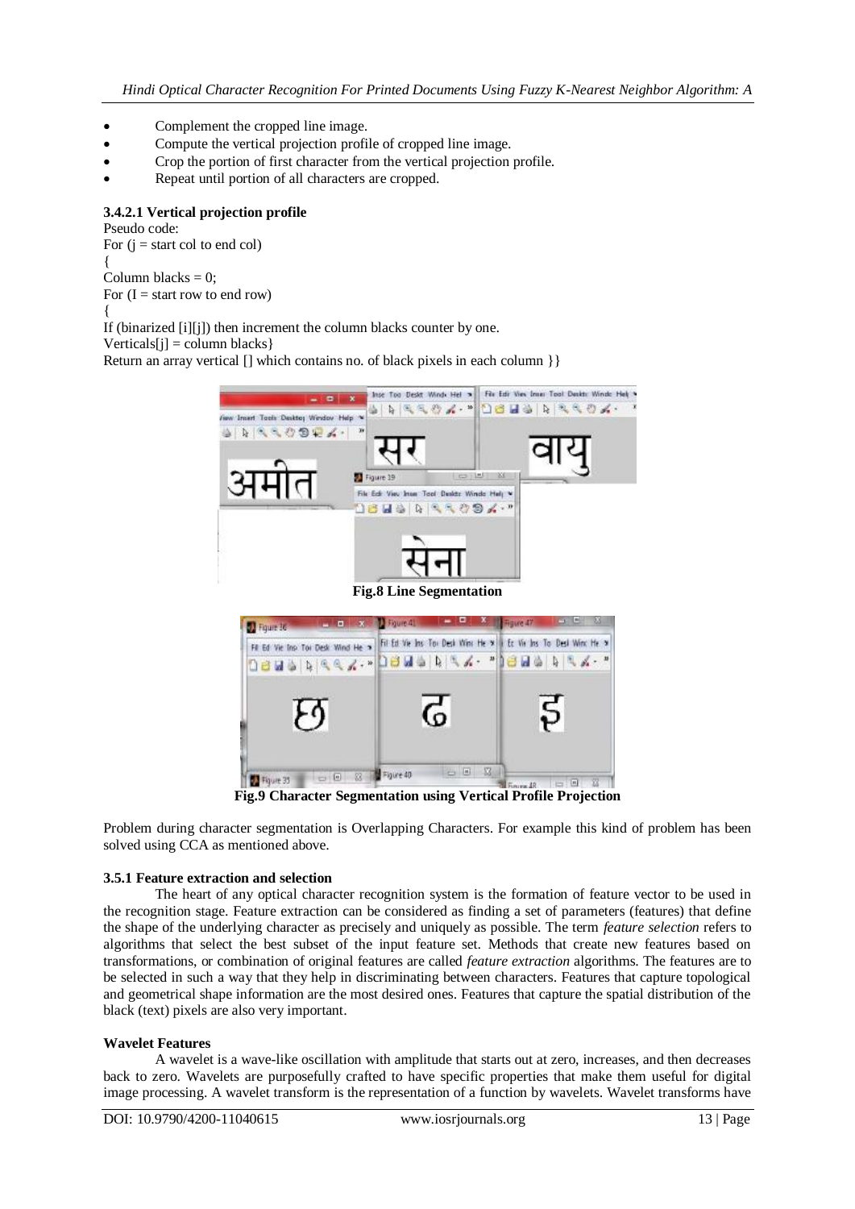- Complement the cropped line image.
- Compute the vertical projection profile of cropped line image.
- Crop the portion of first character from the vertical projection profile.
- Repeat until portion of all characters are cropped.

#### 3.4.2.1 Vertical projection profile

Pseudo code:

```
For (j = start col to end col)
{
Column blacks = 0;
For (I = start row to end row)
{
If (binarized [i][j]) then increment the column blacks counter by one.
Verticals[j] = column blacks}
Return an array vertical [] which contains no. of black pixels in each column }}
```

**Fig.8 Line Segmentation**

**Fig.9 Character Segmentation using Vertical Profile Projection**

Problem during character segmentation is Overlapping Characters. For example this kind of problem has been solved using CCA as mentioned above.

#### 3.5.1 Feature extraction and selection

The heart of any optical character recognition system is the formation of feature vector to be used in the recognition stage. Feature extraction can be considered as finding a set of parameters (features) that define the shape of the underlying character as precisely and uniquely as possible. The term *feature selection* refers to algorithms that select the best subset of the input feature set. Methods that create new features based on transformations, or combination of original features are called *feature extraction* algorithms. The features are to be selected in such a way that they help in discriminating between characters. Features that capture topological and geometrical shape information are the most desired ones. Features that capture the spatial distribution of the black (text) pixels are also very important.

**Wavelet Features**

A wavelet is a wave-like oscillation with amplitude that starts out at zero, increases, and then decreases back to zero. Wavelets are purposefully crafted to have specific properties that make them useful for digital image processing. A wavelet transform is the representation of a function by wavelets. Wavelet transforms have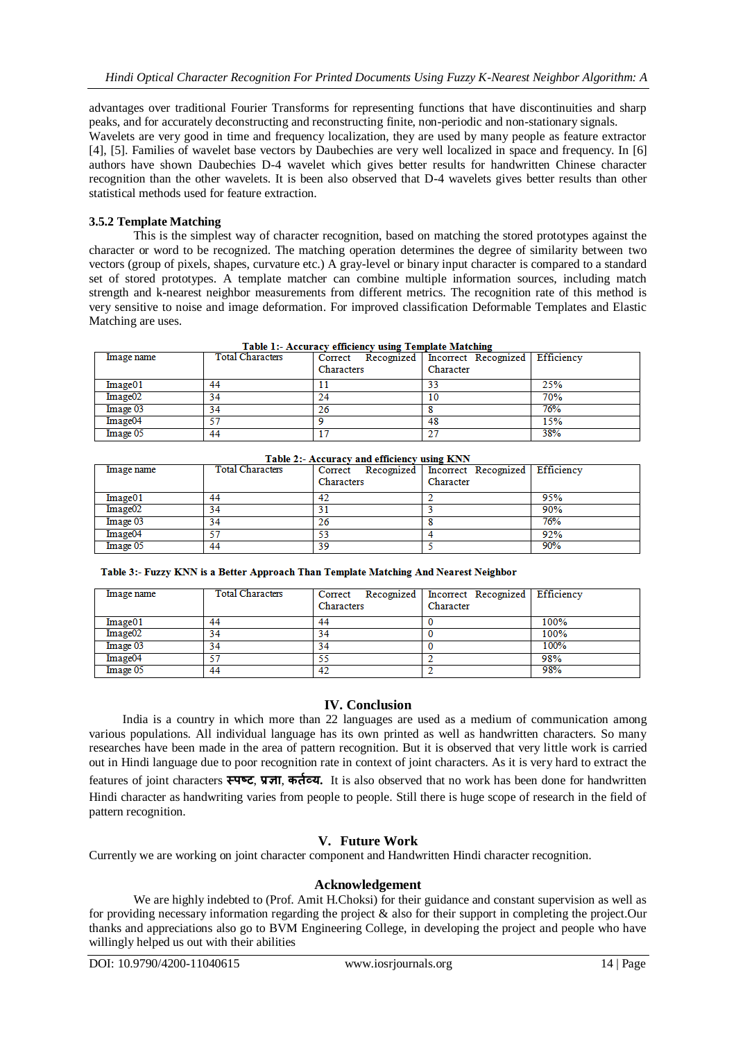advantages over traditional Fourier Transforms for representing functions that have discontinuities and sharp peaks, and for accurately deconstructing and reconstructing finite, non-periodic and non-stationary signals.
Wavelets are very good in time and frequency localization, they are used by many people as feature extractor [4], [5]. Families of wavelet base vectors by Daubechies are very well localized in space and frequency. In [6] authors have shown Daubechies D-4 wavelet which gives better results for handwritten Chinese character recognition than the other wavelets. It is been also observed that D-4 wavelets gives better results than other statistical methods used for feature extraction.

### 3.5.2 Template Matching

This is the simplest way of character recognition, based on matching the stored prototypes against the character or word to be recognized. The matching operation determines the degree of similarity between two vectors (group of pixels, shapes, curvature etc.) A gray-level or binary input character is compared to a standard set of stored prototypes. A template matcher can combine multiple information sources, including match strength and k-nearest neighbor measurements from different metrics. The recognition rate of this method is very sensitive to noise and image deformation. For improved classification Deformable Templates and Elastic Matching are uses.

**Table 1:- Accuracy efficiency using Template Matching**

| Image name | Total Characters | Correct Recognized Characters | Incorrect Recognized Character | Efficiency |
|---|---|---|---|---|
| Image01 | 44 | 11 | 33 | 25% |
| Image02 | 34 | 24 | 10 | 70% |
| Image 03 | 34 | 26 | 8 | 76% |
| Image04 | 57 | 9 | 48 | 15% |
| Image 05 | 44 | 17 | 27 | 38% |

**Table 2:- Accuracy and efficiency using KNN**

| Image name | Total Characters | Correct Recognized Characters | Incorrect Recognized Character | Efficiency |
|---|---|---|---|---|
| Image01 | 44 | 42 | 2 | 95% |
| Image02 | 34 | 31 | 3 | 90% |
| Image 03 | 34 | 26 | 8 | 76% |
| Image04 | 57 | 53 | 4 | 92% |
| Image 05 | 44 | 39 | 5 | 90% |

**Table 3:- Fuzzy KNN is a Better Approach Than Template Matching And Nearest Neighbor**

| Image name | Total Characters | Correct Recognized Characters | Incorrect Recognized Character | Efficiency |
|---|---|---|---|---|
| Image01 | 44 | 44 | 0 | 100% |
| Image02 | 34 | 34 | 0 | 100% |
| Image 03 | 34 | 34 | 0 | 100% |
| Image04 | 57 | 55 | 2 | 98% |
| Image 05 | 44 | 42 | 2 | 98% |

## IV. Conclusion

India is a country in which more than 22 languages are used as a medium of communication among various populations. All individual language has its own printed as well as handwritten characters. So many researches have been made in the area of pattern recognition. But it is observed that very little work is carried out in Hindi language due to poor recognition rate in context of joint characters. It is very hard to extract the features of joint characters **स्पष्ट**, **प्रज्ञा**, **कर्तव्य.** It is also observed that no work has been done for handwritten Hindi character as handwriting varies from people to people. Still there is huge scope of research in the field of pattern recognition.

## V. Future Work

Currently we are working on joint character component and Handwritten Hindi character recognition.

## Acknowledgement

We are highly indebted to (Prof. Amit H.Choksi) for their guidance and constant supervision as well as for providing necessary information regarding the project & also for their support in completing the project.Our thanks and appreciations also go to BVM Engineering College, in developing the project and people who have willingly helped us out with their abilities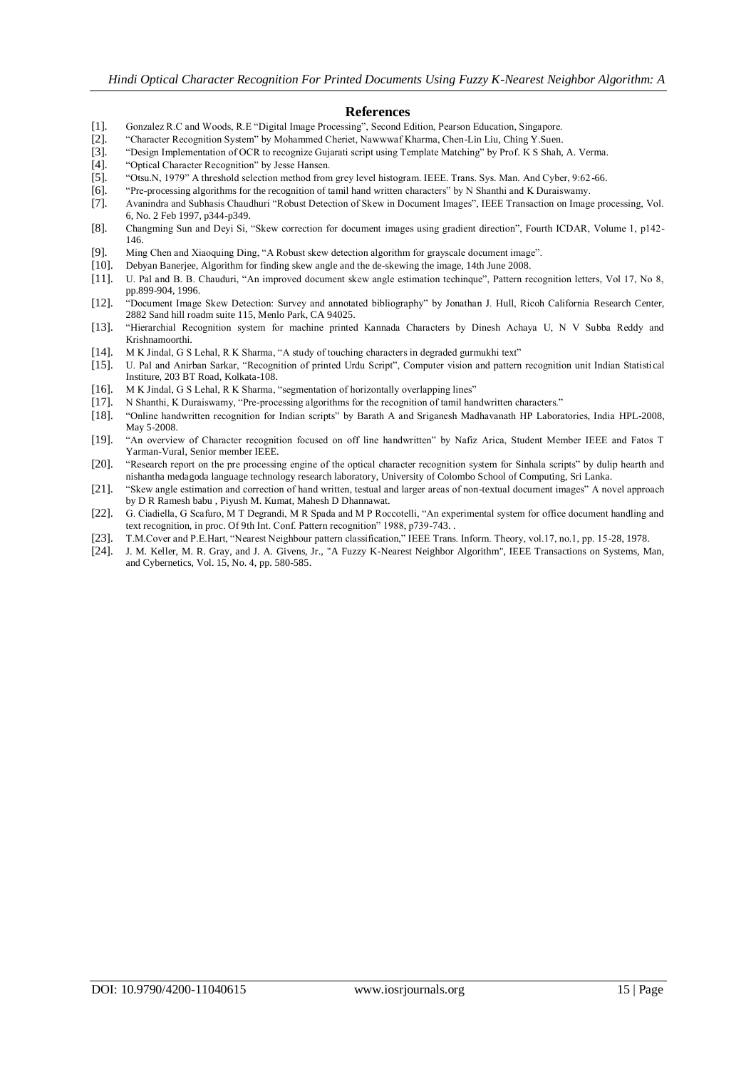## References

[1]. Gonzalez R.C and Woods, R.E "Digital Image Processing", Second Edition, Pearson Education, Singapore.
[2]. "Character Recognition System" by Mohammed Cheriet, Nawwwaf Kharma, Chen-Lin Liu, Ching Y.Suen.
[3]. "Design Implementation of OCR to recognize Gujarati script using Template Matching" by Prof. K S Shah, A. Verma.
[4]. "Optical Character Recognition" by Jesse Hansen.
[5]. "Otsu.N, 1979" A threshold selection method from grey level histogram. IEEE. Trans. Sys. Man. And Cyber, 9:62-66.
[6]. "Pre-processing algorithms for the recognition of tamil hand written characters" by N Shanthi and K Duraiswamy.
[7]. Avanindra and Subhasis Chaudhuri "Robust Detection of Skew in Document Images", IEEE Transaction on Image processing, Vol. 6, No. 2 Feb 1997, p344-p349.
[8]. Changming Sun and Deyi Si, "Skew correction for document images using gradient direction", Fourth ICDAR, Volume 1, p142-146.
[9]. Ming Chen and Xiaoquing Ding, "A Robust skew detection algorithm for grayscale document image".
[10]. Debyan Banerjee, Algorithm for finding skew angle and the de-skewing the image, 14th June 2008.
[11]. U. Pal and B. B. Chauduri, "An improved document skew angle estimation techinque", Pattern recognition letters, Vol 17, No 8, pp.899-904, 1996.
[12]. "Document Image Skew Detection: Survey and annotated bibliography" by Jonathan J. Hull, Ricoh California Research Center, 2882 Sand hill roadm suite 115, Menlo Park, CA 94025.
[13]. "Hierarchial Recognition system for machine printed Kannada Characters by Dinesh Achaya U, N V Subba Reddy and Krishnamoorthi.
[14]. M K Jindal, G S Lehal, R K Sharma, "A study of touching characters in degraded gurmukhi text"
[15]. U. Pal and Anirban Sarkar, "Recognition of printed Urdu Script", Computer vision and pattern recognition unit Indian Statistical Institure, 203 BT Road, Kolkata-108.
[16]. M K Jindal, G S Lehal, R K Sharma, "segmentation of horizontally overlapping lines"
[17]. N Shanthi, K Duraiswamy, "Pre-processing algorithms for the recognition of tamil handwritten characters."
[18]. "Online handwritten recognition for Indian scripts" by Barath A and Sriganesh Madhavanath HP Laboratories, India HPL-2008, May 5-2008.
[19]. "An overview of Character recognition focused on off line handwritten" by Nafiz Arica, Student Member IEEE and Fatos T Yarman-Vural, Senior member IEEE.
[20]. "Research report on the pre processing engine of the optical character recognition system for Sinhala scripts" by dulip hearth and nishantha medagoda language technology research laboratory, University of Colombo School of Computing, Sri Lanka.
[21]. "Skew angle estimation and correction of hand written, testual and larger areas of non-textual document images" A novel approach by D R Ramesh babu , Piyush M. Kumat, Mahesh D Dhannawat.
[22]. G. Ciadiella, G Scafuro, M T Degrandi, M R Spada and M P Roccotelli, "An experimental system for office document handling and text recognition, in proc. Of 9th Int. Conf. Pattern recognition" 1988, p739-743. .
[23]. T.M.Cover and P.E.Hart, "Nearest Neighbour pattern classification," IEEE Trans. Inform. Theory, vol.17, no.1, pp. 15-28, 1978.
[24]. J. M. Keller, M. R. Gray, and J. A. Givens, Jr., "A Fuzzy K-Nearest Neighbor Algorithm", IEEE Transactions on Systems, Man, and Cybernetics, Vol. 15, No. 4, pp. 580-585.